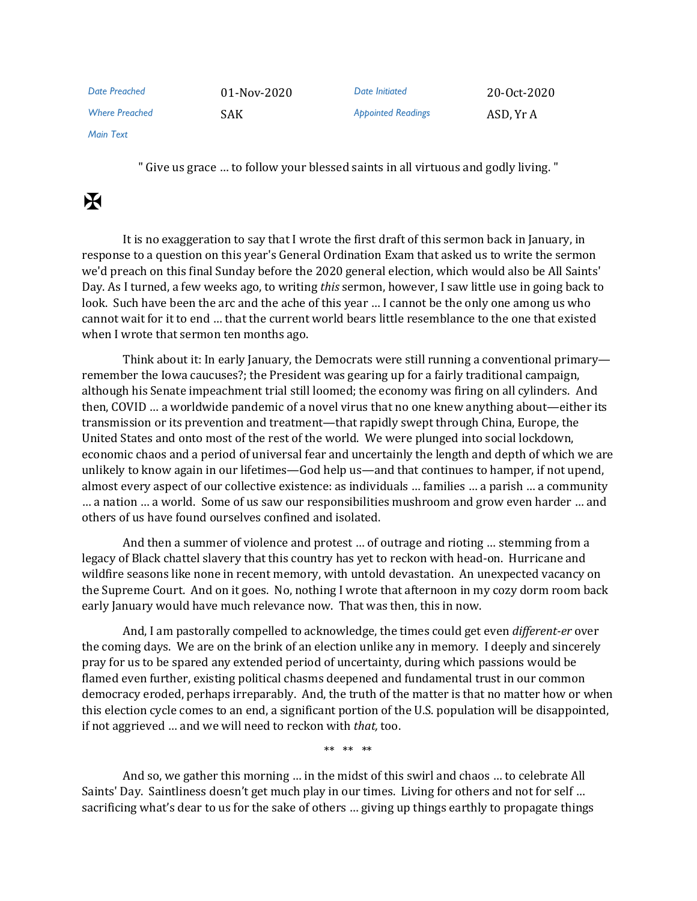| Date Preached | 01-Nov-2020 | Date Initiated | 20-Oct-2020 |
| --- | --- | --- | --- |
| Where Preached | SAK | Appointed Readings | ASD, Yr A |
| Main Text | | | |

" Give us grace … to follow your blessed saints in all virtuous and godly living. "

✠

It is no exaggeration to say that I wrote the first draft of this sermon back in January, in response to a question on this year's General Ordination Exam that asked us to write the sermon we'd preach on this final Sunday before the 2020 general election, which would also be All Saints' Day. As I turned, a few weeks ago, to writing *this* sermon, however, I saw little use in going back to look. Such have been the arc and the ache of this year … I cannot be the only one among us who cannot wait for it to end … that the current world bears little resemblance to the one that existed when I wrote that sermon ten months ago.

Think about it: In early January, the Democrats were still running a conventional primary—remember the Iowa caucuses?; the President was gearing up for a fairly traditional campaign, although his Senate impeachment trial still loomed; the economy was firing on all cylinders. And then, COVID … a worldwide pandemic of a novel virus that no one knew anything about—either its transmission or its prevention and treatment—that rapidly swept through China, Europe, the United States and onto most of the rest of the world. We were plunged into social lockdown, economic chaos and a period of universal fear and uncertainly the length and depth of which we are unlikely to know again in our lifetimes—God help us—and that continues to hamper, if not upend, almost every aspect of our collective existence: as individuals … families … a parish … a community … a nation … a world. Some of us saw our responsibilities mushroom and grow even harder … and others of us have found ourselves confined and isolated.

And then a summer of violence and protest … of outrage and rioting … stemming from a legacy of Black chattel slavery that this country has yet to reckon with head-on. Hurricane and wildfire seasons like none in recent memory, with untold devastation. An unexpected vacancy on the Supreme Court. And on it goes. No, nothing I wrote that afternoon in my cozy dorm room back early January would have much relevance now. That was then, this in now.

And, I am pastorally compelled to acknowledge, the times could get even *different-er* over the coming days. We are on the brink of an election unlike any in memory. I deeply and sincerely pray for us to be spared any extended period of uncertainty, during which passions would be flamed even further, existing political chasms deepened and fundamental trust in our common democracy eroded, perhaps irreparably. And, the truth of the matter is that no matter how or when this election cycle comes to an end, a significant portion of the U.S. population will be disappointed, if not aggrieved … and we will need to reckon with *that,* too.

** ** **

And so, we gather this morning … in the midst of this swirl and chaos … to celebrate All Saints' Day. Saintliness doesn't get much play in our times. Living for others and not for self … sacrificing what's dear to us for the sake of others … giving up things earthly to propagate things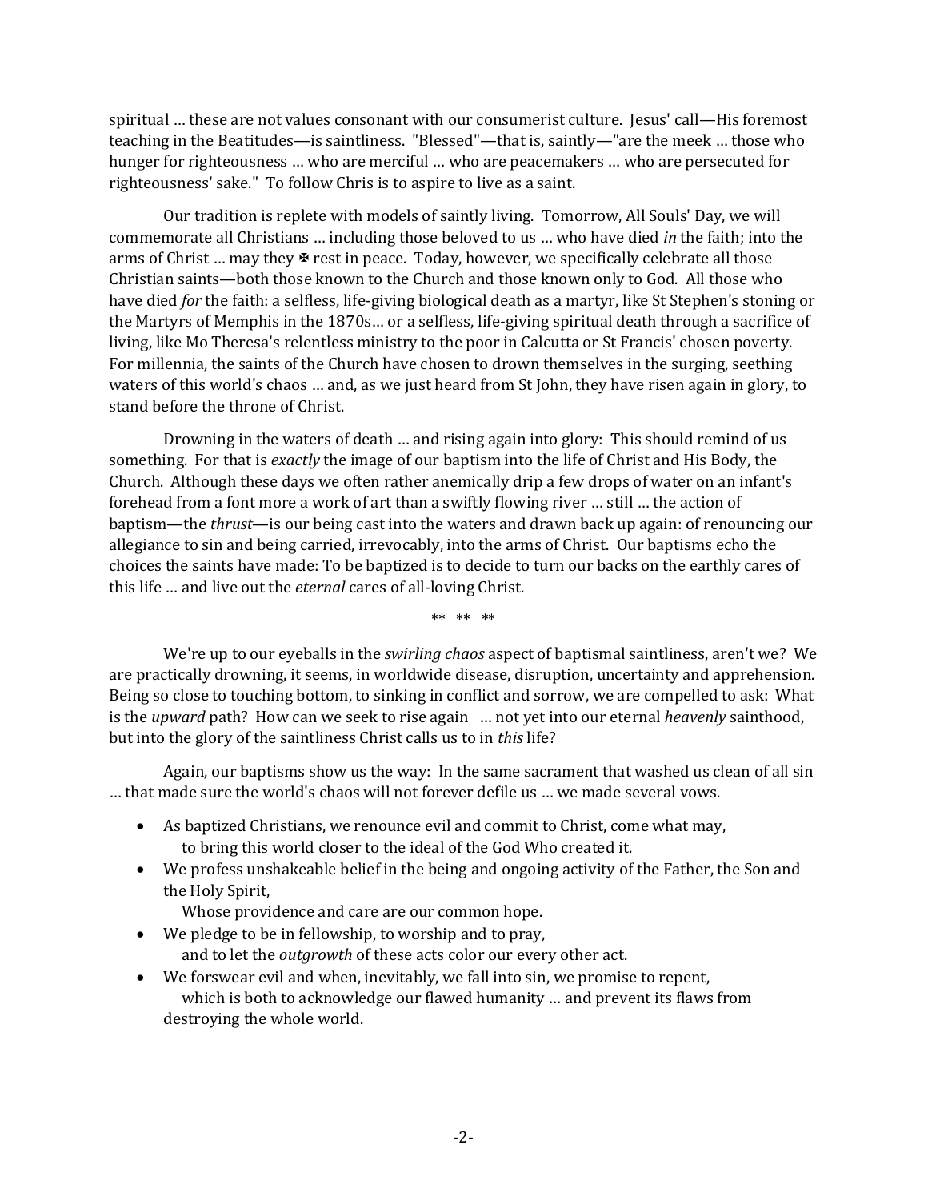spiritual … these are not values consonant with our consumerist culture. Jesus' call—His foremost teaching in the Beatitudes—is saintliness. "Blessed"—that is, saintly—"are the meek … those who hunger for righteousness … who are merciful … who are peacemakers … who are persecuted for righteousness' sake." To follow Chris is to aspire to live as a saint.

Our tradition is replete with models of saintly living. Tomorrow, All Souls' Day, we will commemorate all Christians … including those beloved to us … who have died *in* the faith; into the arms of Christ … may they ✠ rest in peace. Today, however, we specifically celebrate all those Christian saints—both those known to the Church and those known only to God. All those who have died *for* the faith: a selfless, life-giving biological death as a martyr, like St Stephen's stoning or the Martyrs of Memphis in the 1870s… or a selfless, life-giving spiritual death through a sacrifice of living, like Mo Theresa's relentless ministry to the poor in Calcutta or St Francis' chosen poverty. For millennia, the saints of the Church have chosen to drown themselves in the surging, seething waters of this world's chaos … and, as we just heard from St John, they have risen again in glory, to stand before the throne of Christ.

Drowning in the waters of death … and rising again into glory: This should remind of us something. For that is *exactly* the image of our baptism into the life of Christ and His Body, the Church. Although these days we often rather anemically drip a few drops of water on an infant's forehead from a font more a work of art than a swiftly flowing river … still … the action of baptism—the *thrust*—is our being cast into the waters and drawn back up again: of renouncing our allegiance to sin and being carried, irrevocably, into the arms of Christ. Our baptisms echo the choices the saints have made: To be baptized is to decide to turn our backs on the earthly cares of this life … and live out the *eternal* cares of all-loving Christ.

** ** **

We're up to our eyeballs in the *swirling chaos* aspect of baptismal saintliness, aren't we? We are practically drowning, it seems, in worldwide disease, disruption, uncertainty and apprehension. Being so close to touching bottom, to sinking in conflict and sorrow, we are compelled to ask: What is the *upward* path? How can we seek to rise again … not yet into our eternal *heavenly* sainthood, but into the glory of the saintliness Christ calls us to in *this* life?

Again, our baptisms show us the way: In the same sacrament that washed us clean of all sin … that made sure the world's chaos will not forever defile us … we made several vows.

- As baptized Christians, we renounce evil and commit to Christ, come what may, to bring this world closer to the ideal of the God Who created it.
- We profess unshakeable belief in the being and ongoing activity of the Father, the Son and the Holy Spirit, Whose providence and care are our common hope.
- We pledge to be in fellowship, to worship and to pray, and to let the *outgrowth* of these acts color our every other act.
- We forswear evil and when, inevitably, we fall into sin, we promise to repent, which is both to acknowledge our flawed humanity … and prevent its flaws from destroying the whole world.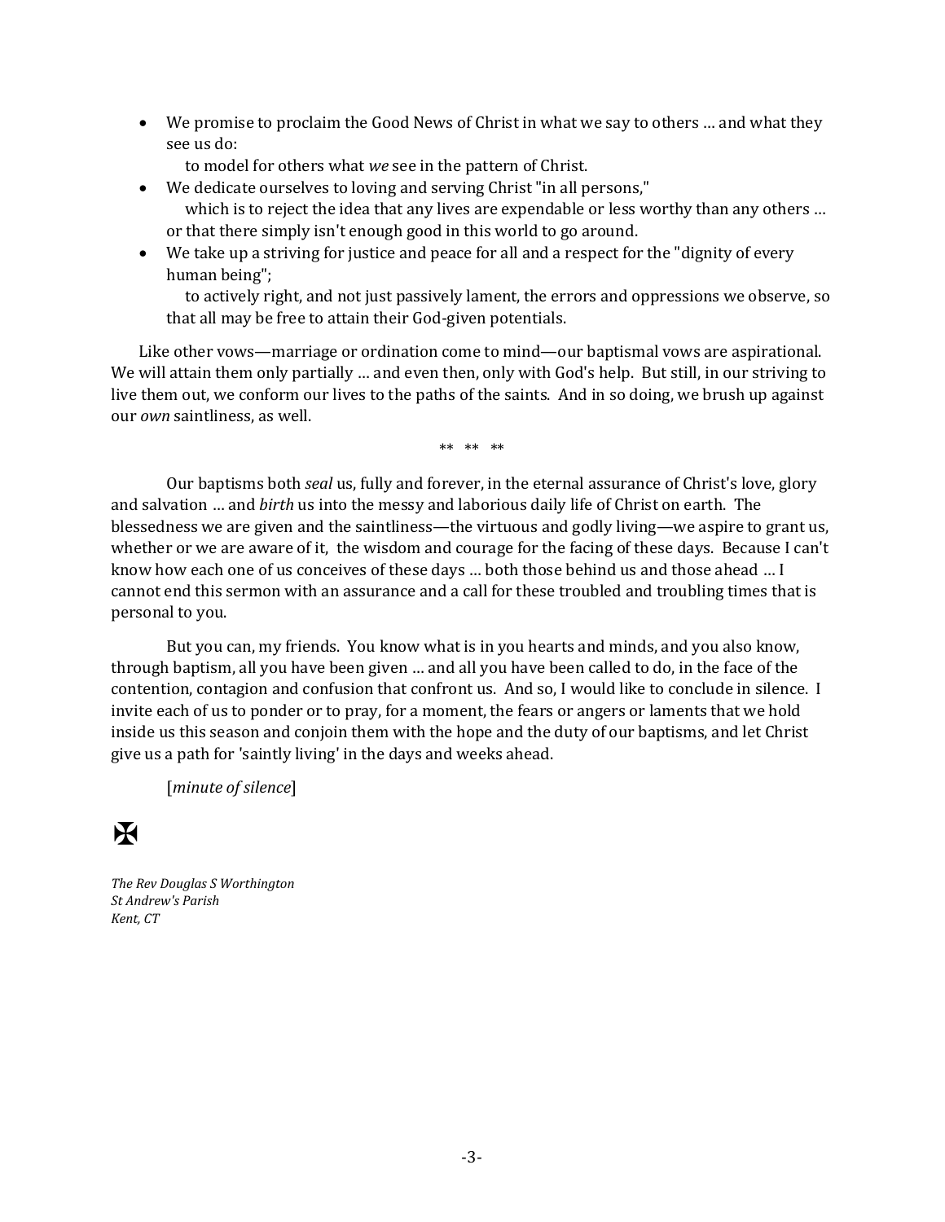- We promise to proclaim the Good News of Christ in what we say to others … and what they see us do:
  
  to model for others what *we* see in the pattern of Christ.
- We dedicate ourselves to loving and serving Christ "in all persons,"
  
  which is to reject the idea that any lives are expendable or less worthy than any others … or that there simply isn't enough good in this world to go around.
- We take up a striving for justice and peace for all and a respect for the "dignity of every human being";
  
  to actively right, and not just passively lament, the errors and oppressions we observe, so that all may be free to attain their God-given potentials.

Like other vows—marriage or ordination come to mind—our baptismal vows are aspirational. We will attain them only partially … and even then, only with God's help. But still, in our striving to live them out, we conform our lives to the paths of the saints. And in so doing, we brush up against our *own* saintliness, as well.

** ** **

Our baptisms both *seal* us, fully and forever, in the eternal assurance of Christ's love, glory and salvation … and *birth* us into the messy and laborious daily life of Christ on earth. The blessedness we are given and the saintliness—the virtuous and godly living—we aspire to grant us, whether or we are aware of it, the wisdom and courage for the facing of these days. Because I can't know how each one of us conceives of these days … both those behind us and those ahead … I cannot end this sermon with an assurance and a call for these troubled and troubling times that is personal to you.

But you can, my friends. You know what is in you hearts and minds, and you also know, through baptism, all you have been given … and all you have been called to do, in the face of the contention, contagion and confusion that confront us. And so, I would like to conclude in silence. I invite each of us to ponder or to pray, for a moment, the fears or angers or laments that we hold inside us this season and conjoin them with the hope and the duty of our baptisms, and let Christ give us a path for 'saintly living' in the days and weeks ahead.

[*minute of silence*]

✠

*The Rev Douglas S Worthington*
*St Andrew's Parish*
*Kent, CT*